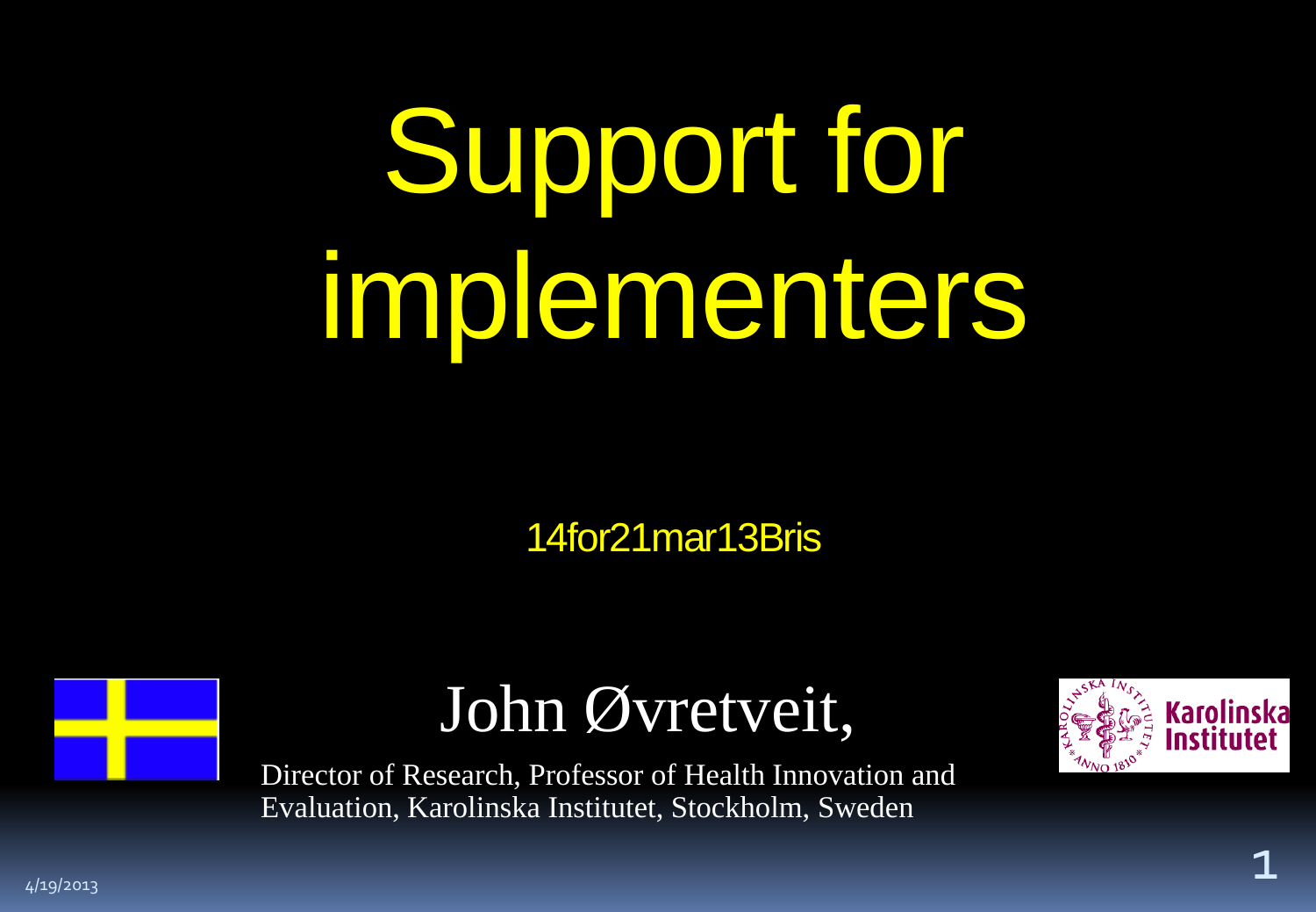# Support for implementers

14for21mar13Bris

John Øvretveit,

Director of Research, Professor of Health Innovation and Evaluation, Karolinska Institutet, Stockholm, Sweden

4/19/2013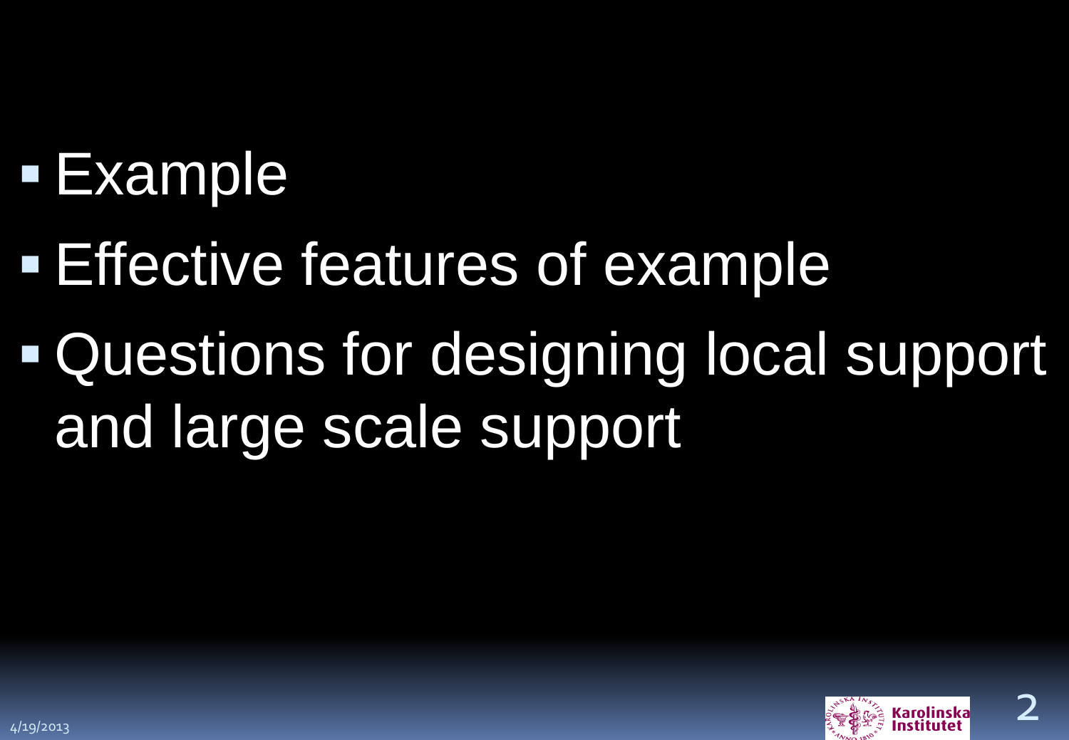- Example
- Effective features of example
- Questions for designing local support and large scale support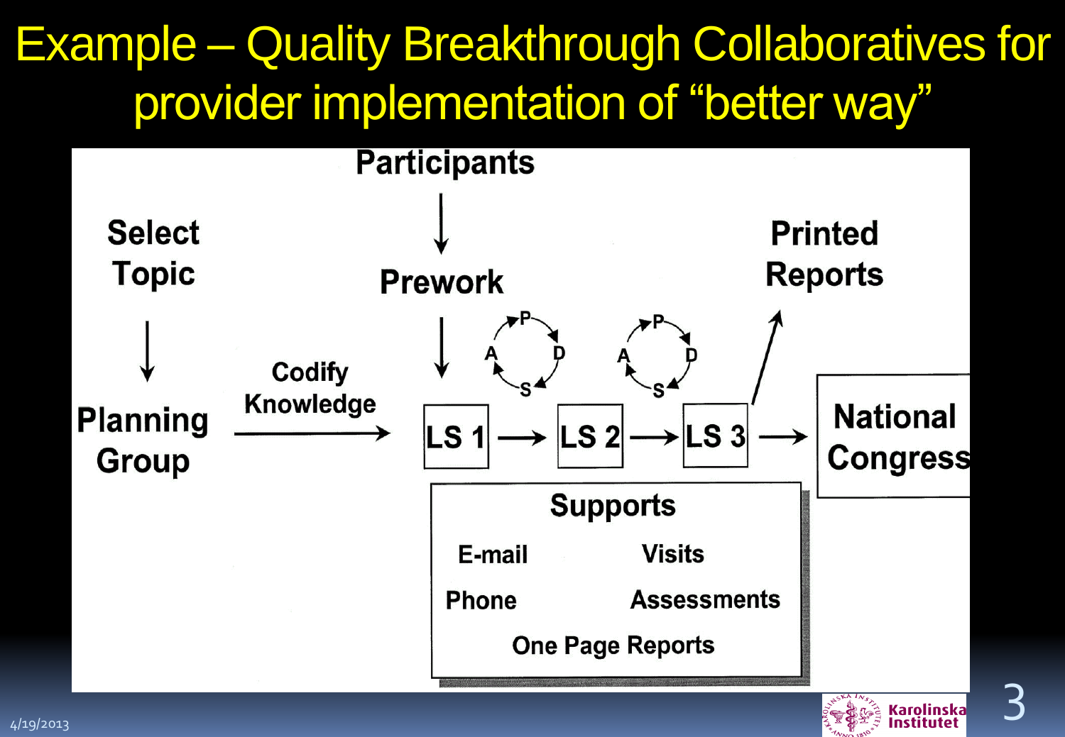# Example – Quality Breakthrough Collaboratives for provider implementation of "better way"

Participants

Prework

Select Topic

Planning Group

Codify Knowledge

P D S A

LS 1 → LS 2 → LS 3 → National Congress

Printed Reports

**Supports**

- E-mail
- Visits
- Phone
- Assessments
- One Page Reports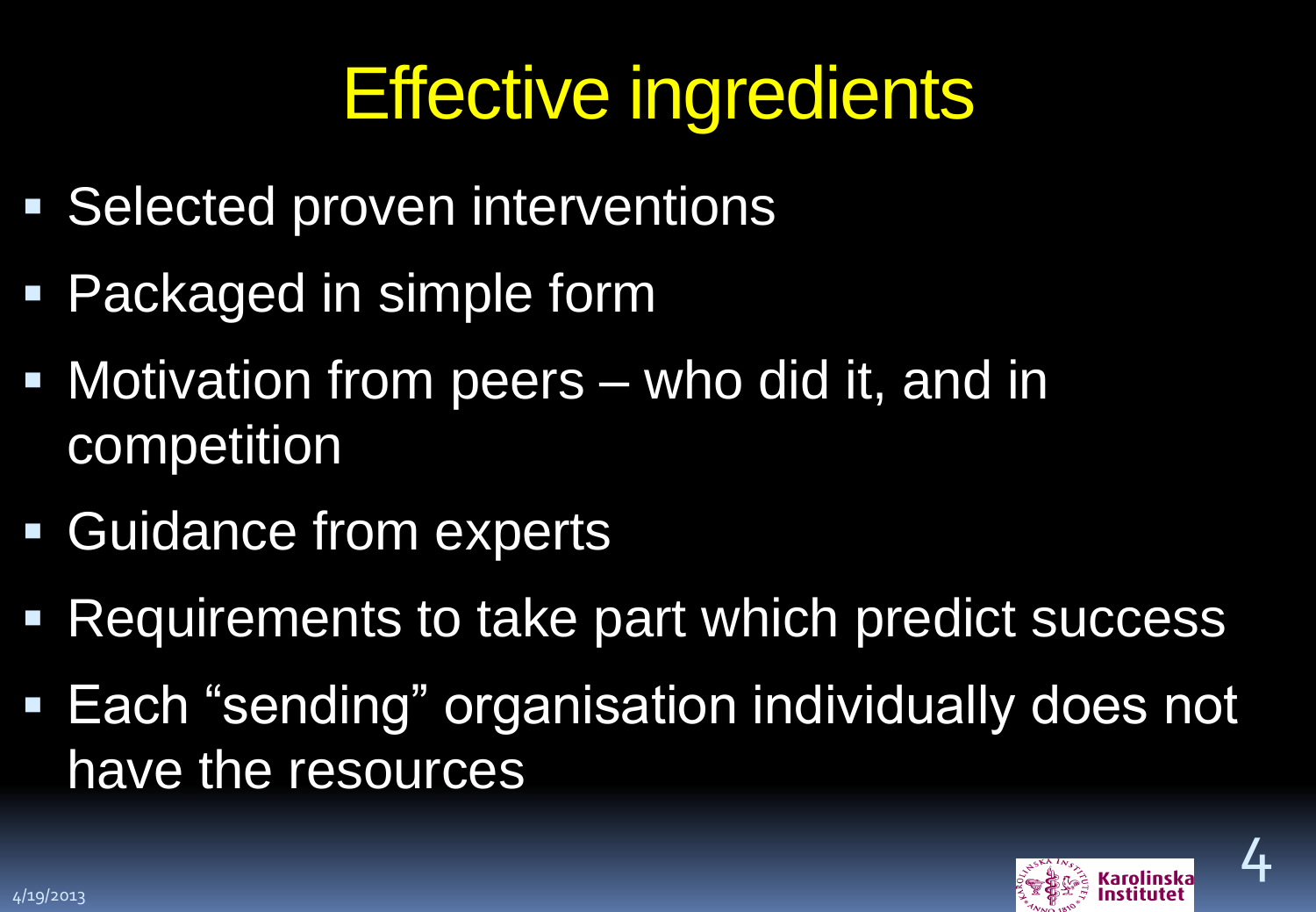# Effective ingredients

- Selected proven interventions
- Packaged in simple form
- Motivation from peers – who did it, and in competition
- Guidance from experts
- Requirements to take part which predict success
- Each "sending" organisation individually does not have the resources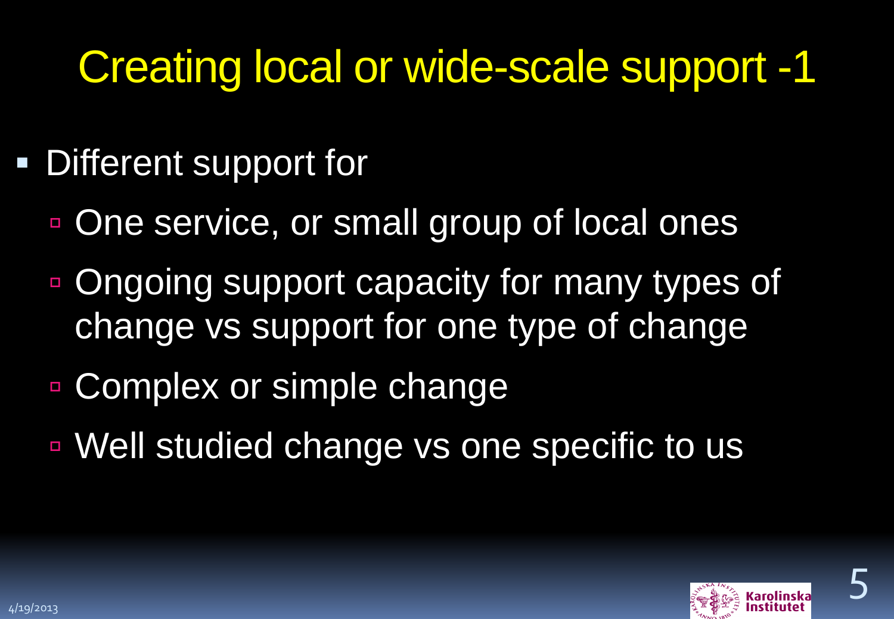# Creating local or wide-scale support -1

- Different support for
  - One service, or small group of local ones
  - Ongoing support capacity for many types of change vs support for one type of change
  - Complex or simple change
  - Well studied change vs one specific to us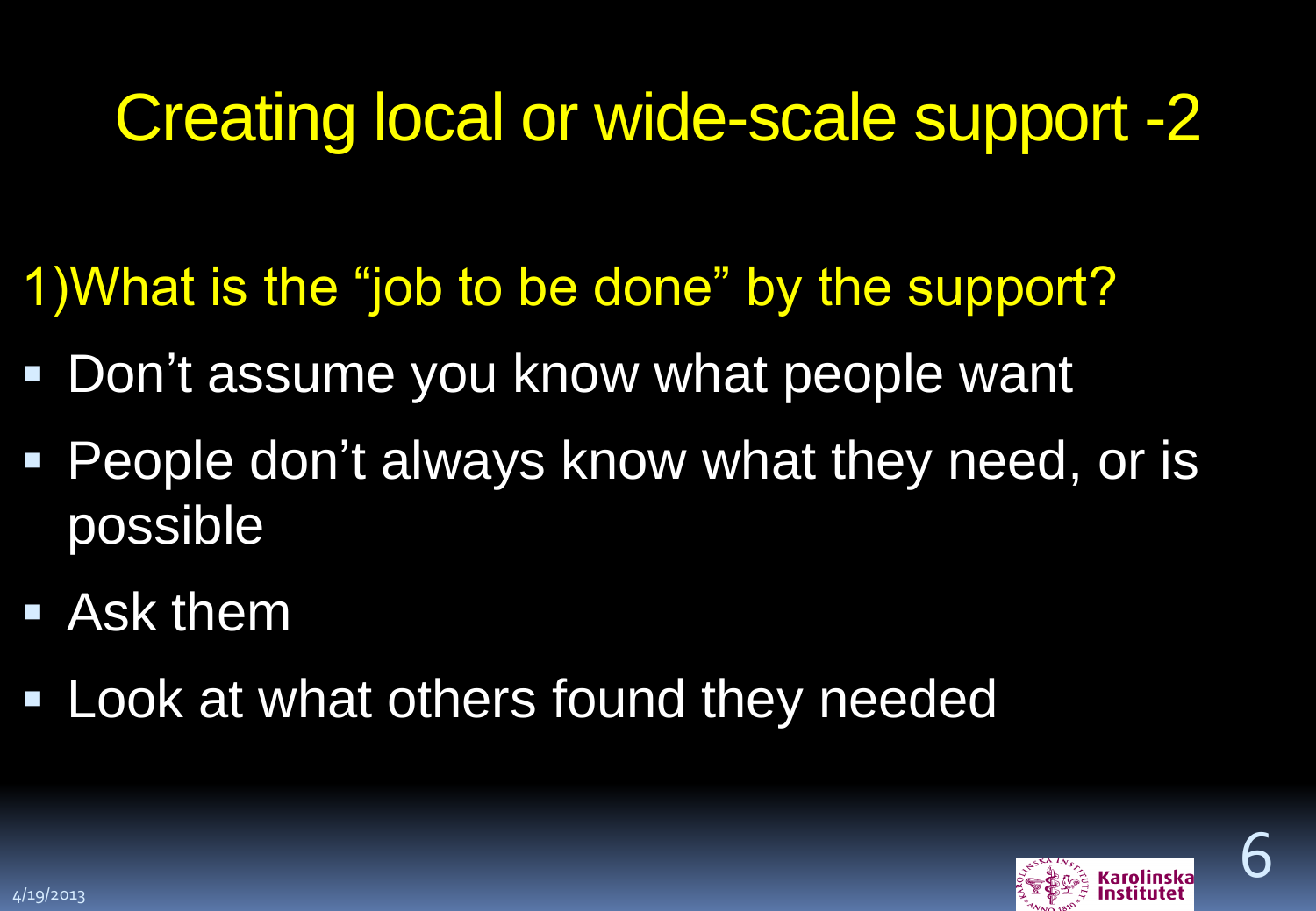# Creating local or wide-scale support -2

1)What is the “job to be done” by the support?

- Don’t assume you know what people want
- People don’t always know what they need, or is possible
- Ask them
- Look at what others found they needed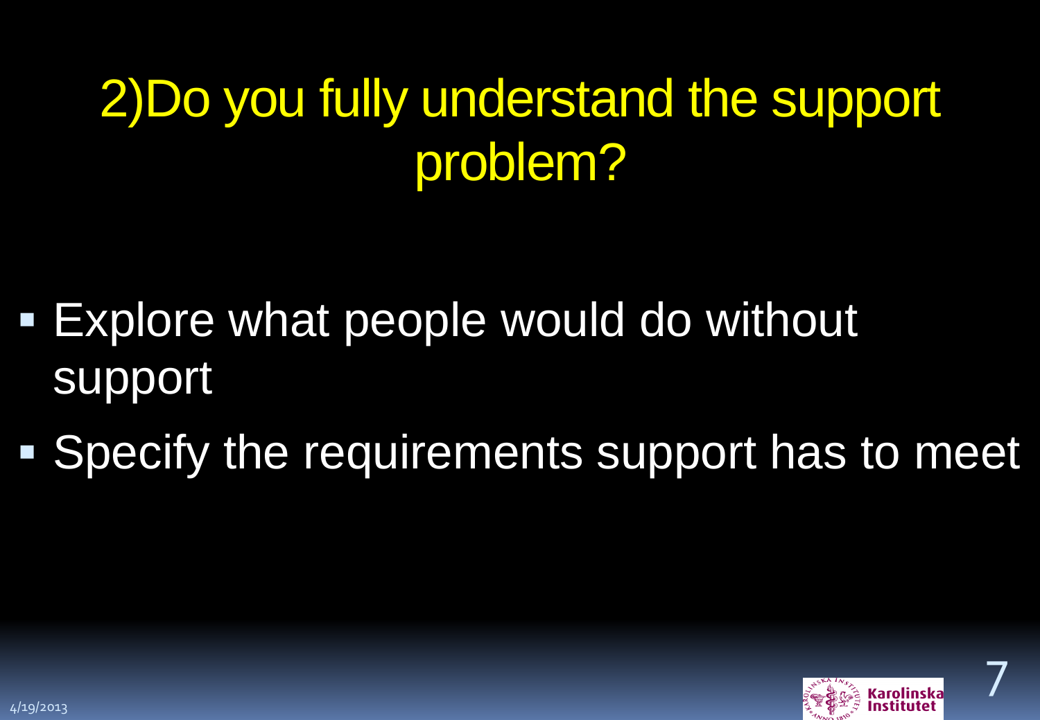# 2)Do you fully understand the support problem?

- Explore what people would do without support
- Specify the requirements support has to meet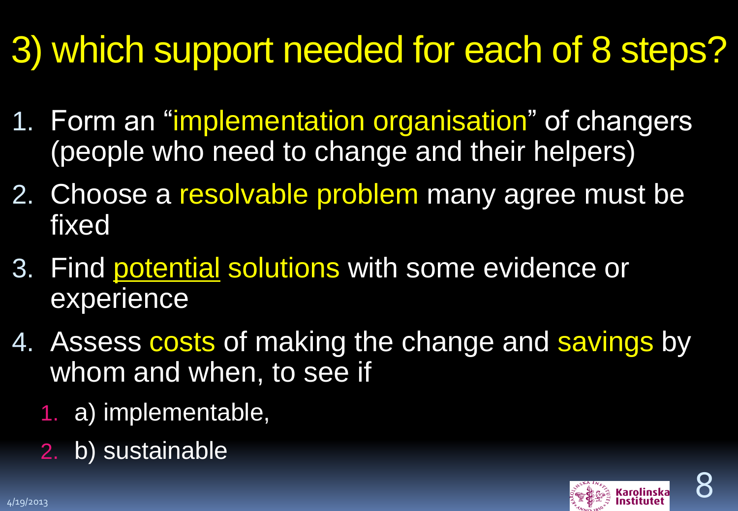# 3) which support needed for each of 8 steps?

1. Form an "implementation organisation" of changers (people who need to change and their helpers)
2. Choose a resolvable problem many agree must be fixed
3. Find potential solutions with some evidence or experience
4. Assess costs of making the change and savings by whom and when, to see if
   1. a) implementable,
   2. b) sustainable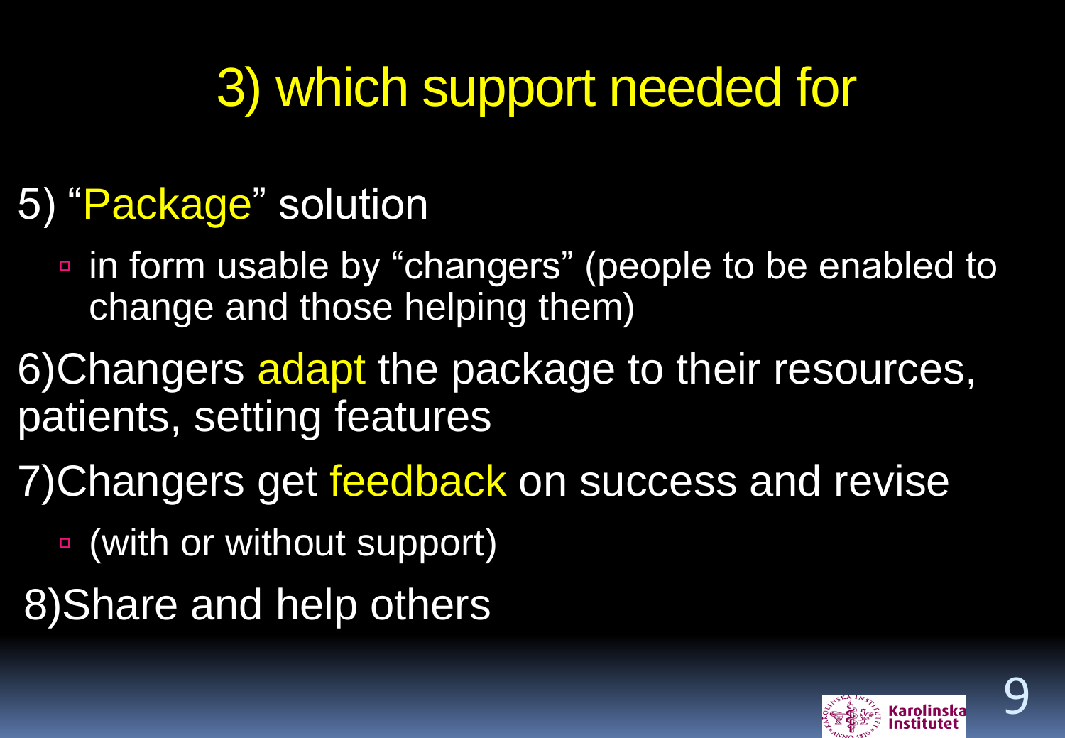# 3) which support needed for

5) "Package" solution

- in form usable by "changers" (people to be enabled to change and those helping them)

6)Changers adapt the package to their resources, patients, setting features

7)Changers get feedback on success and revise

- (with or without support)

8)Share and help others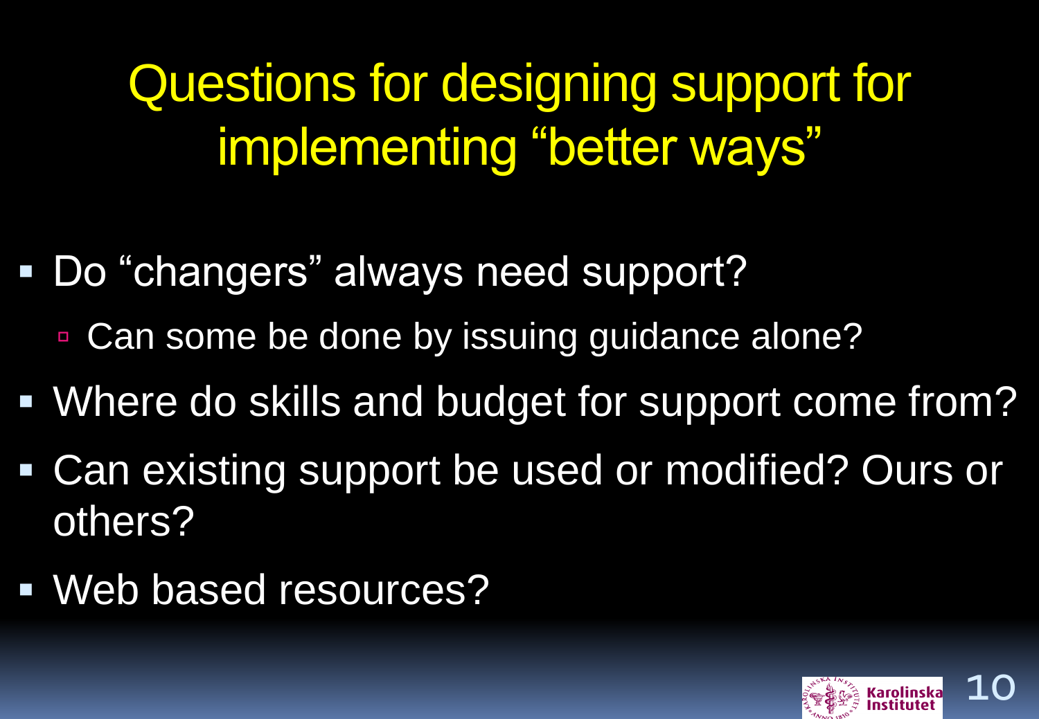# Questions for designing support for implementing "better ways"

- Do "changers" always need support?
  - Can some be done by issuing guidance alone?
- Where do skills and budget for support come from?
- Can existing support be used or modified? Ours or others?
- Web based resources?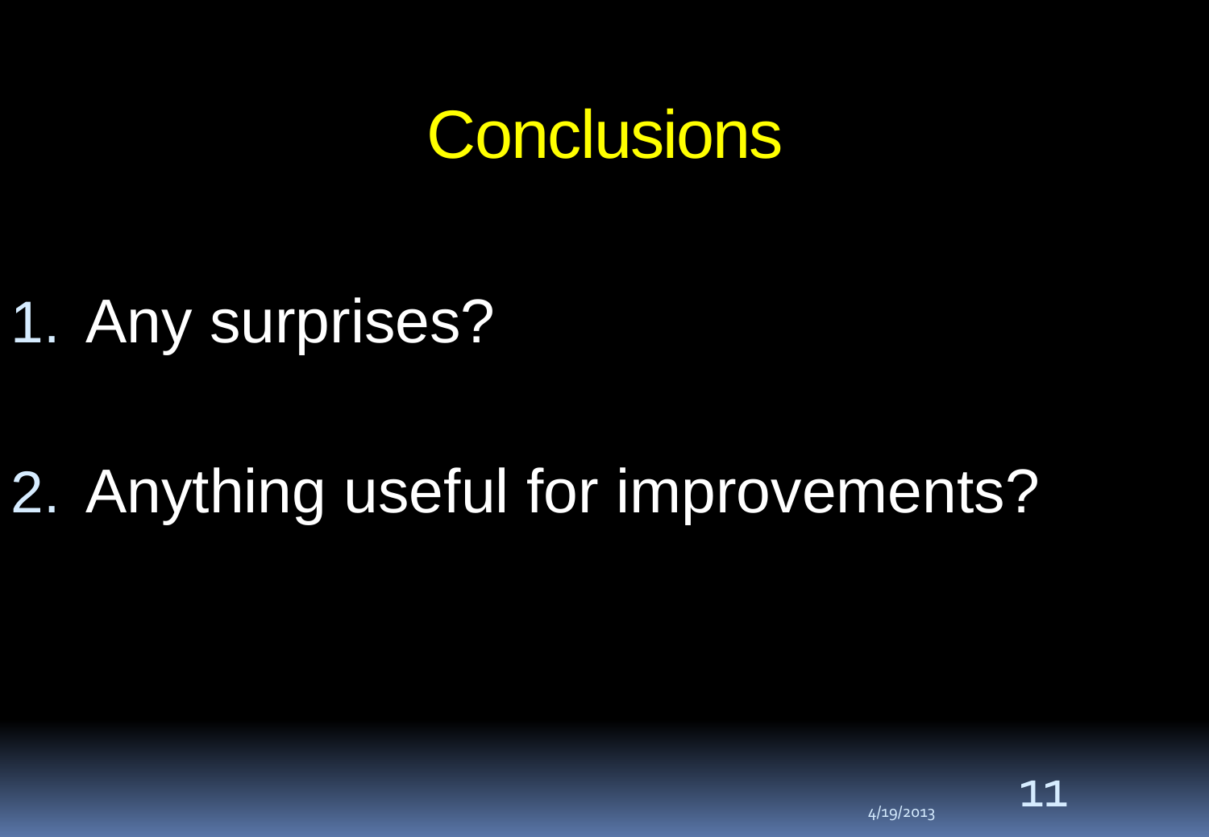# Conclusions

1. Any surprises?
2. Anything useful for improvements?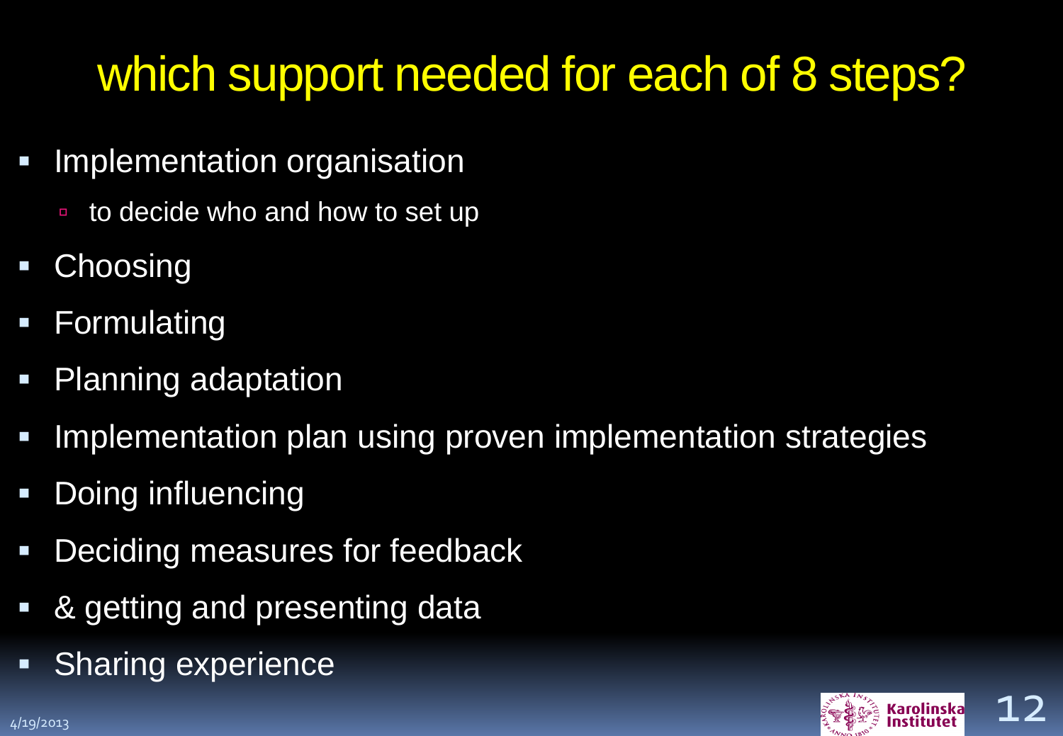# which support needed for each of 8 steps?

- Implementation organisation
  - to decide who and how to set up
- Choosing
- Formulating
- Planning adaptation
- Implementation plan using proven implementation strategies
- Doing influencing
- Deciding measures for feedback
- & getting and presenting data
- Sharing experience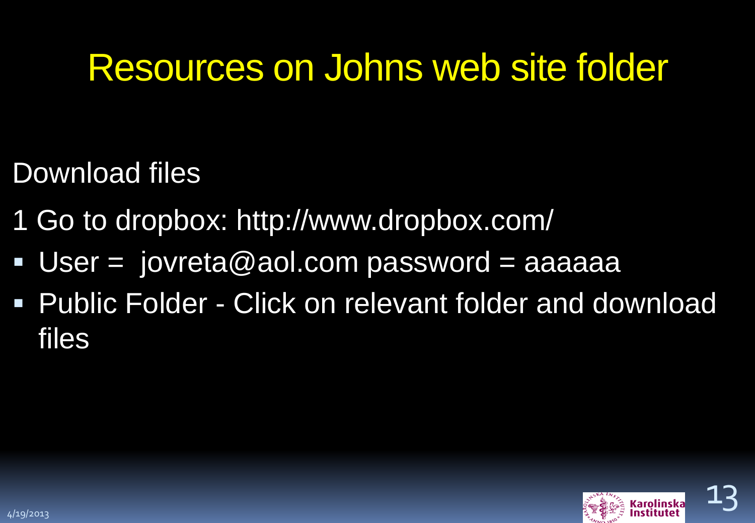# Resources on Johns web site folder

Download files

1 Go to dropbox: http://www.dropbox.com/

- User = jovreta@aol.com password = aaaaaa
- Public Folder - Click on relevant folder and download files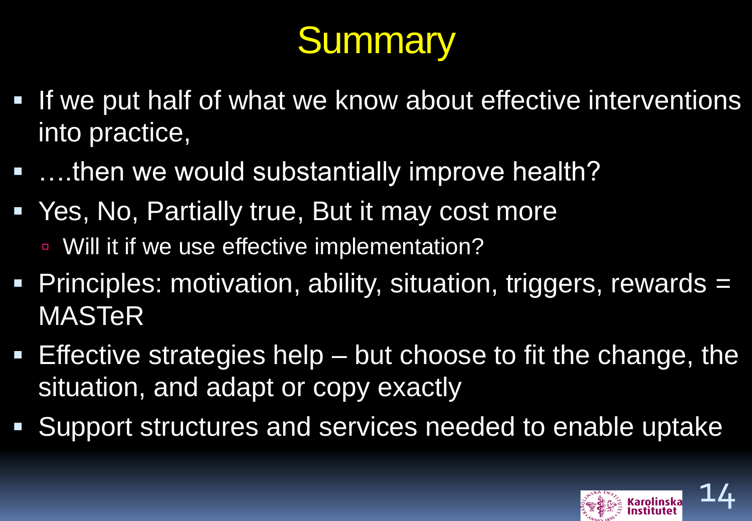# Summary

- If we put half of what we know about effective interventions into practice,
- ….then we would substantially improve health?
- Yes, No, Partially true, But it may cost more
  - Will it if we use effective implementation?
- Principles: motivation, ability, situation, triggers, rewards = MASTeR
- Effective strategies help – but choose to fit the change, the situation, and adapt or copy exactly
- Support structures and services needed to enable uptake